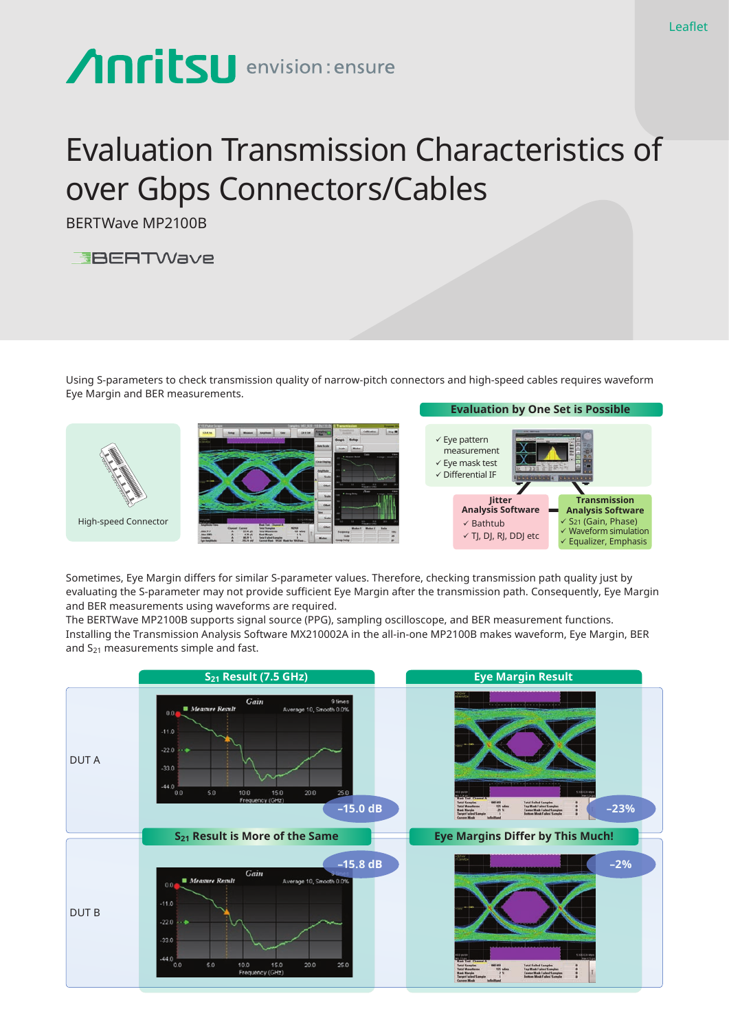Leaflet

# Evaluation Transmission Characteristics of over Gbps Connectors/Cables

BERTWave MP2100B

Using S-parameters to check transmission quality of narrow-pitch connectors and high-speed cables requires waveform Eye Margin and BER measurements.

High-speed Connector

**Evaluation by One Set is Possible**

- ✓ Eye pattern measurement
- ✓ Eye mask test
- ✓ Differential IF

**Jitter Analysis Software**

- ✓ Bathtub
- ✓ TJ, DJ, RJ, DDJ etc

**Transmission Analysis Software**

- ✓ $S_{21}$ (Gain, Phase)
- ✓ Waveform simulation
- ✓ Equalizer, Emphasis

Sometimes, Eye Margin differs for similar S-parameter values. Therefore, checking transmission path quality just by evaluating the S-parameter may not provide sufficient Eye Margin after the transmission path. Consequently, Eye Margin and BER measurements using waveforms are required.
The BERTWave MP2100B supports signal source (PPG), sampling oscilloscope, and BER measurement functions. Installing the Transmission Analysis Software MX210002A in the all-in-one MP2100B makes waveform, Eye Margin, BER and $S_{21}$ measurements simple and fast.

| | $S_{21}$ Result (7.5 GHz) | Eye Margin Result |
|---|---|---|
| DUT A | –15.0 dB | –23% |
| DUT B | –15.8 dB | –2% |
| | $S_{21}$ Result is More of the Same | Eye Margins Differ by This Much! |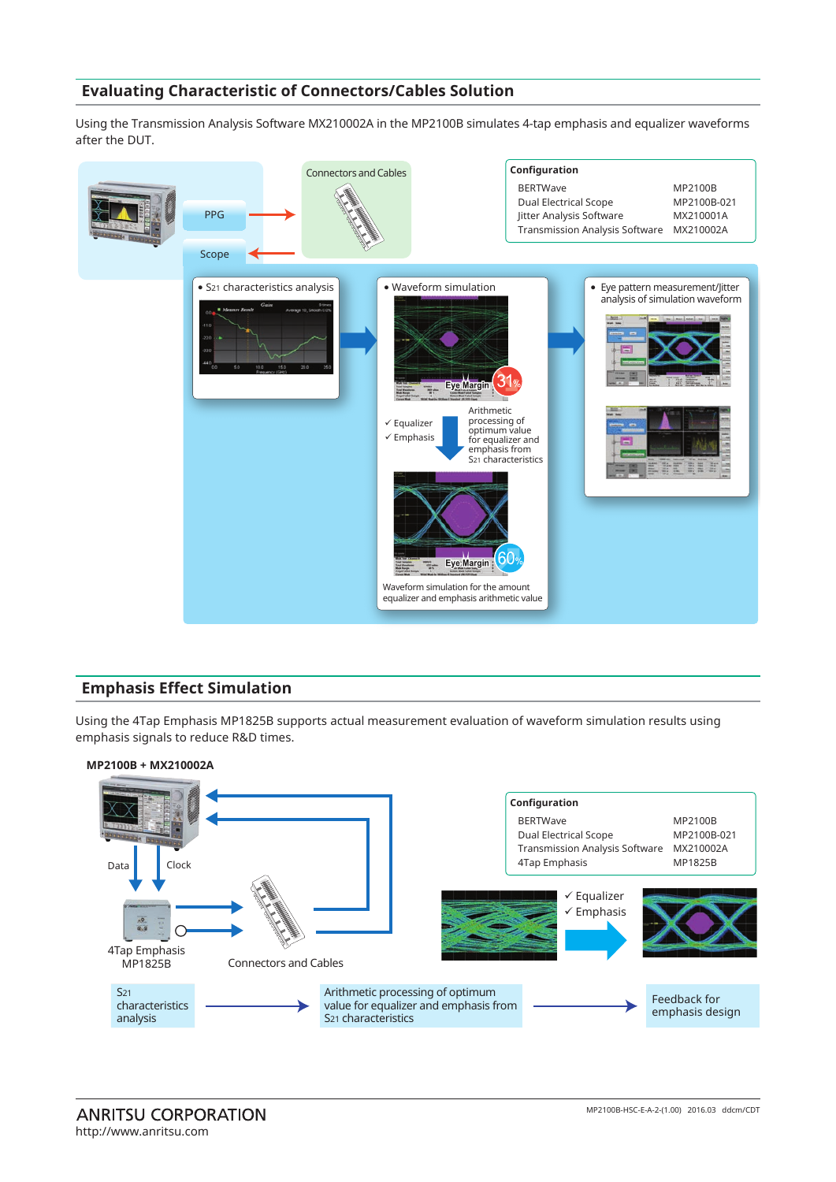## Evaluating Characteristic of Connectors/Cables Solution

Using the Transmission Analysis Software MX210002A in the MP2100B simulates 4-tap emphasis and equalizer waveforms after the DUT.

PPG

Scope

Connectors and Cables

**Configuration**

| | |
|---|---|
| BERTWave | MP2100B |
| Dual Electrical Scope | MP2100B-021 |
| Jitter Analysis Software | MX210001A |
| Transmission Analysis Software | MX210002A |

• $S_{21}$ characteristics analysis

• Waveform simulation

Eye Margin 31%

✓ Equalizer
✓ Emphasis

Arithmetic processing of optimum value for equalizer and emphasis from $S_{21}$ characteristics

Eye Margin 60%

Waveform simulation for the amount equalizer and emphasis arithmetic value

• Eye pattern measurement/Jitter analysis of simulation waveform

## Emphasis Effect Simulation

Using the 4Tap Emphasis MP1825B supports actual measurement evaluation of waveform simulation results using emphasis signals to reduce R&D times.

**MP2100B + MX210002A**

Data

Clock

4Tap Emphasis
MP1825B

Connectors and Cables

**Configuration**

| | |
|---|---|
| BERTWave | MP2100B |
| Dual Electrical Scope | MP2100B-021 |
| Transmission Analysis Software | MX210002A |
| 4Tap Emphasis | MP1825B |

✓ Equalizer
✓ Emphasis

$S_{21}$ characteristics analysis → Arithmetic processing of optimum value for equalizer and emphasis from $S_{21}$ characteristics → Feedback for emphasis design

ANRITSU CORPORATION
http://www.anritsu.com

MP2100B-HSC-E-A-2-(1.00) 2016.03 ddcm/CDT